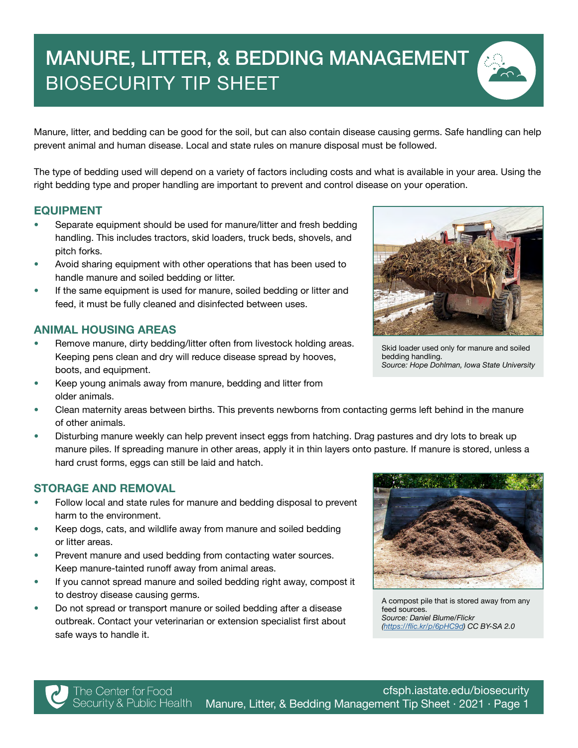# MANURE, LITTER, & BEDDING MANAGEMENT
## BIOSECURITY TIP SHEET

Manure, litter, and bedding can be good for the soil, but can also contain disease causing germs. Safe handling can help prevent animal and human disease. Local and state rules on manure disposal must be followed.

The type of bedding used will depend on a variety of factors including costs and what is available in your area. Using the right bedding type and proper handling are important to prevent and control disease on your operation.

### EQUIPMENT

- Separate equipment should be used for manure/litter and fresh bedding handling. This includes tractors, skid loaders, truck beds, shovels, and pitch forks.
- Avoid sharing equipment with other operations that has been used to handle manure and soiled bedding or litter.
- If the same equipment is used for manure, soiled bedding or litter and feed, it must be fully cleaned and disinfected between uses.

Skid loader used only for manure and soiled bedding handling.
*Source: Hope Dohlman, Iowa State University*

### ANIMAL HOUSING AREAS

- Remove manure, dirty bedding/litter often from livestock holding areas. Keeping pens clean and dry will reduce disease spread by hooves, boots, and equipment.
- Keep young animals away from manure, bedding and litter from older animals.
- Clean maternity areas between births. This prevents newborns from contacting germs left behind in the manure of other animals.
- Disturbing manure weekly can help prevent insect eggs from hatching. Drag pastures and dry lots to break up manure piles. If spreading manure in other areas, apply it in thin layers onto pasture. If manure is stored, unless a hard crust forms, eggs can still be laid and hatch.

### STORAGE AND REMOVAL

- Follow local and state rules for manure and bedding disposal to prevent harm to the environment.
- Keep dogs, cats, and wildlife away from manure and soiled bedding or litter areas.
- Prevent manure and used bedding from contacting water sources. Keep manure-tainted runoff away from animal areas.
- If you cannot spread manure and soiled bedding right away, compost it to destroy disease causing germs.
- Do not spread or transport manure or soiled bedding after a disease outbreak. Contact your veterinarian or extension specialist first about safe ways to handle it.

A compost pile that is stored away from any feed sources.
*Source: Daniel Blume/Flickr (https://flic.kr/p/6pHC9d) CC BY-SA 2.0*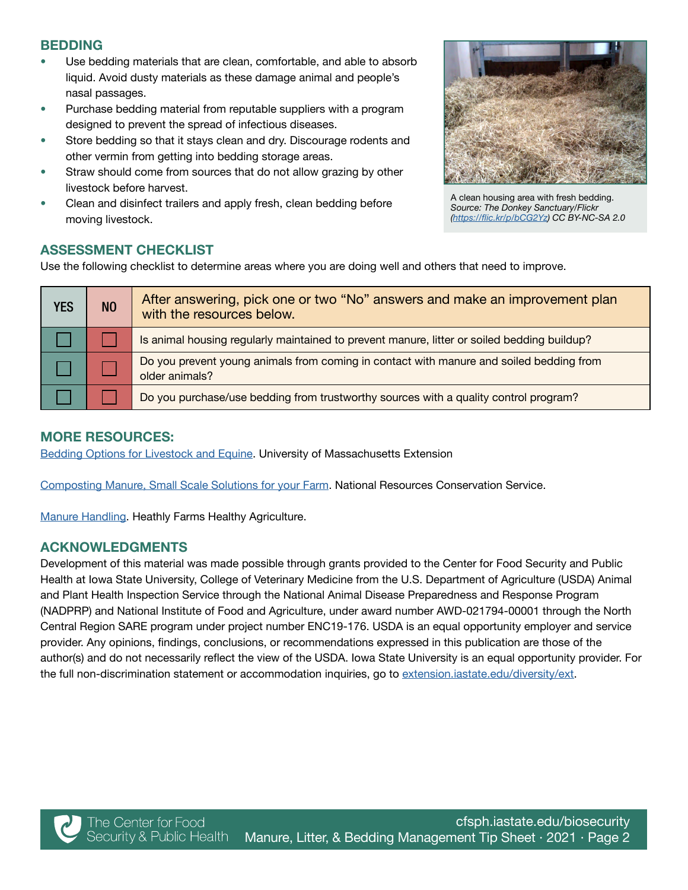## BEDDING

- Use bedding materials that are clean, comfortable, and able to absorb liquid. Avoid dusty materials as these damage animal and people's nasal passages.
- Purchase bedding material from reputable suppliers with a program designed to prevent the spread of infectious diseases.
- Store bedding so that it stays clean and dry. Discourage rodents and other vermin from getting into bedding storage areas.
- Straw should come from sources that do not allow grazing by other livestock before harvest.
- Clean and disinfect trailers and apply fresh, clean bedding before moving livestock.

A clean housing area with fresh bedding. *Source: The Donkey Sanctuary/Flickr ([https://flic.kr/p/bCG2Yz](https://flic.kr/p/bCG2Yz)) CC BY-NC-SA 2.0*

## ASSESSMENT CHECKLIST

Use the following checklist to determine areas where you are doing well and others that need to improve.

| YES | NO | After answering, pick one or two "No" answers and make an improvement plan with the resources below. |
|---|---|---|
| ☐ | ☐ | Is animal housing regularly maintained to prevent manure, litter or soiled bedding buildup? |
| ☐ | ☐ | Do you prevent young animals from coming in contact with manure and soiled bedding from older animals? |
| ☐ | ☐ | Do you purchase/use bedding from trustworthy sources with a quality control program? |

## MORE RESOURCES:

Bedding Options for Livestock and Equine. University of Massachusetts Extension

Composting Manure, Small Scale Solutions for your Farm. National Resources Conservation Service.

Manure Handling. Heathly Farms Healthy Agriculture.

## ACKNOWLEDGMENTS

Development of this material was made possible through grants provided to the Center for Food Security and Public Health at Iowa State University, College of Veterinary Medicine from the U.S. Department of Agriculture (USDA) Animal and Plant Health Inspection Service through the National Animal Disease Preparedness and Response Program (NADPRP) and National Institute of Food and Agriculture, under award number AWD-021794-00001 through the North Central Region SARE program under project number ENC19-176. USDA is an equal opportunity employer and service provider. Any opinions, findings, conclusions, or recommendations expressed in this publication are those of the author(s) and do not necessarily reflect the view of the USDA. Iowa State University is an equal opportunity provider. For the full non-discrimination statement or accommodation inquiries, go to extension.iastate.edu/diversity/ext.